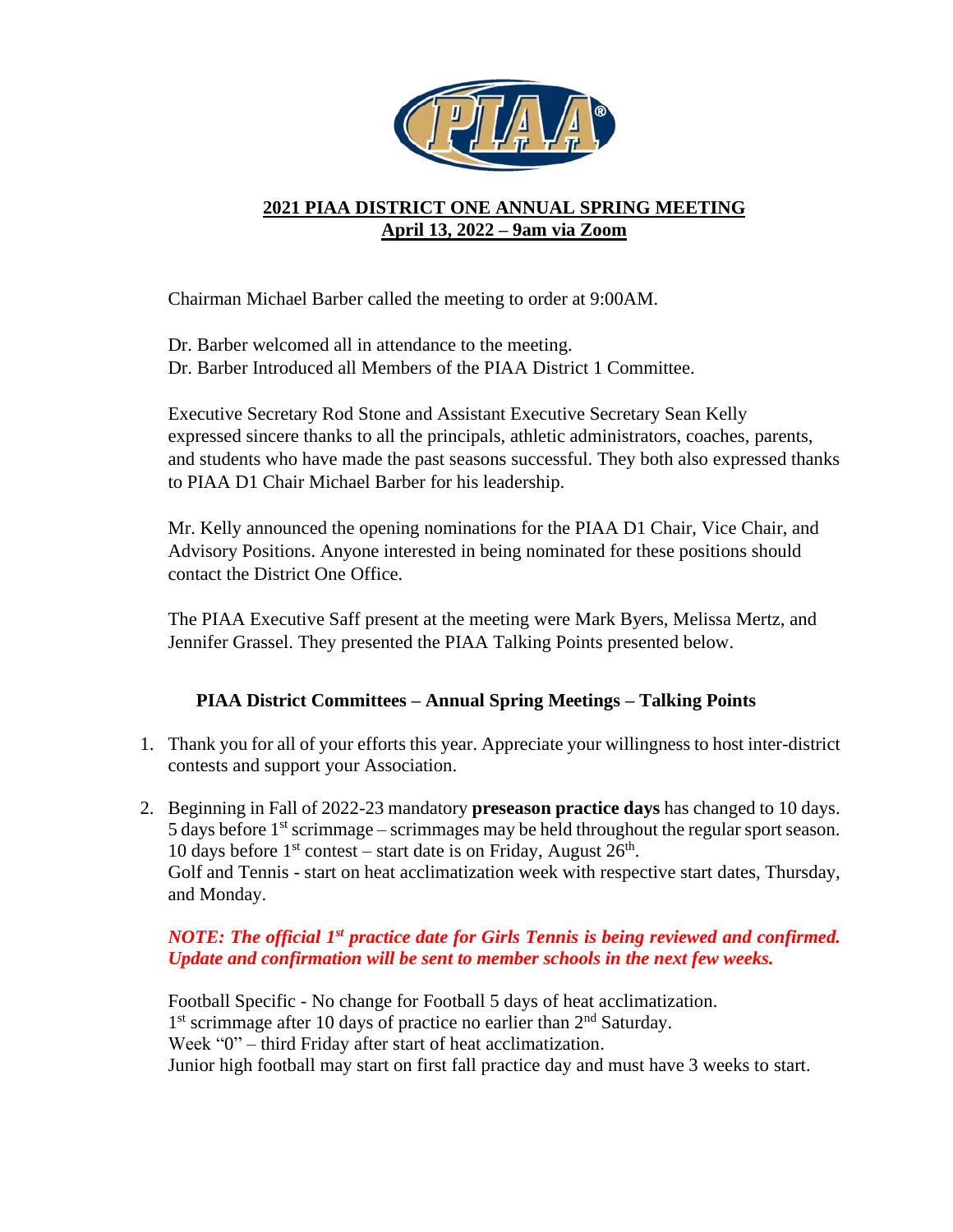# 2021 PIAA DISTRICT ONE ANNUAL SPRING MEETING
## April 13, 2022 – 9am via Zoom

Chairman Michael Barber called the meeting to order at 9:00AM.

Dr. Barber welcomed all in attendance to the meeting.
Dr. Barber Introduced all Members of the PIAA District 1 Committee.

Executive Secretary Rod Stone and Assistant Executive Secretary Sean Kelly expressed sincere thanks to all the principals, athletic administrators, coaches, parents, and students who have made the past seasons successful. They both also expressed thanks to PIAA D1 Chair Michael Barber for his leadership.

Mr. Kelly announced the opening nominations for the PIAA D1 Chair, Vice Chair, and Advisory Positions. Anyone interested in being nominated for these positions should contact the District One Office.

The PIAA Executive Saff present at the meeting were Mark Byers, Melissa Mertz, and Jennifer Grassel. They presented the PIAA Talking Points presented below.

### PIAA District Committees – Annual Spring Meetings – Talking Points

1. Thank you for all of your efforts this year. Appreciate your willingness to host inter-district contests and support your Association.

2. Beginning in Fall of 2022-23 mandatory **preseason practice days** has changed to 10 days. 5 days before 1st scrimmage – scrimmages may be held throughout the regular sport season. 10 days before 1st contest – start date is on Friday, August 26th.
   Golf and Tennis - start on heat acclimatization week with respective start dates, Thursday, and Monday.

   ***NOTE: The official 1st practice date for Girls Tennis is being reviewed and confirmed. Update and confirmation will be sent to member schools in the next few weeks.***

   Football Specific - No change for Football 5 days of heat acclimatization.
   1st scrimmage after 10 days of practice no earlier than 2nd Saturday.
   Week "0" – third Friday after start of heat acclimatization.
   Junior high football may start on first fall practice day and must have 3 weeks to start.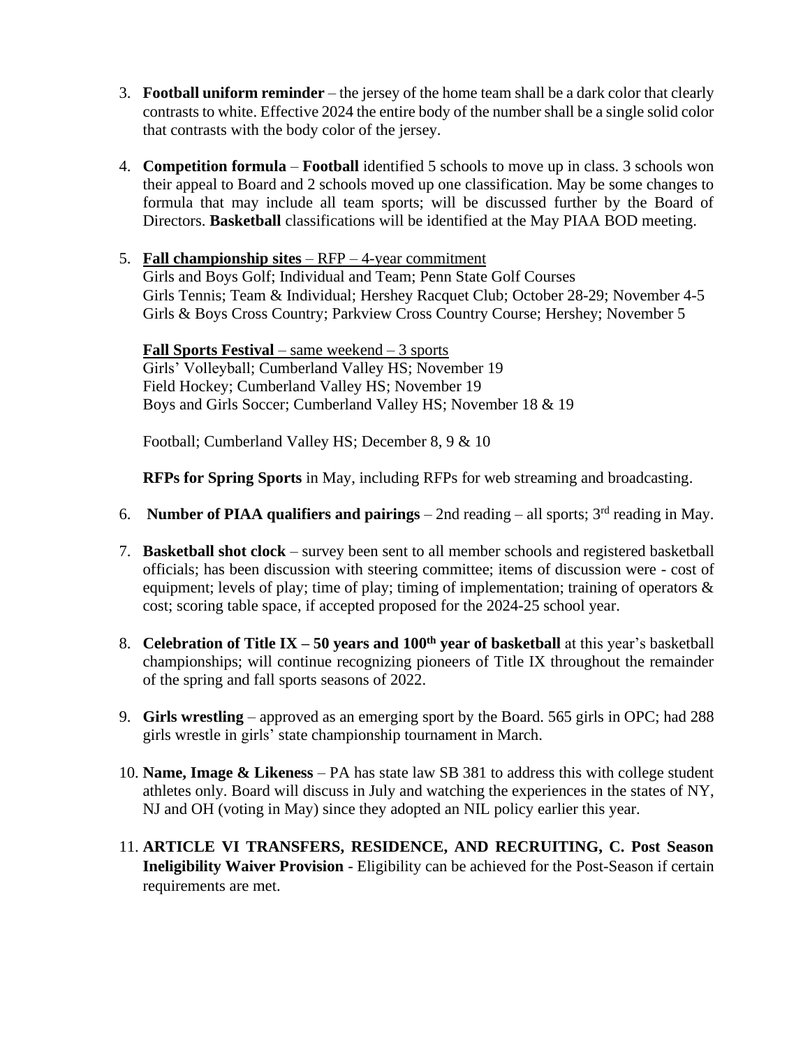3. **Football uniform reminder** – the jersey of the home team shall be a dark color that clearly contrasts to white. Effective 2024 the entire body of the number shall be a single solid color that contrasts with the body color of the jersey.

4. **Competition formula** – **Football** identified 5 schools to move up in class. 3 schools won their appeal to Board and 2 schools moved up one classification. May be some changes to formula that may include all team sports; will be discussed further by the Board of Directors. **Basketball** classifications will be identified at the May PIAA BOD meeting.

5. <u>**Fall championship sites** – RFP – 4-year commitment</u>
   Girls and Boys Golf; Individual and Team; Penn State Golf Courses
   Girls Tennis; Team & Individual; Hershey Racquet Club; October 28-29; November 4-5
   Girls & Boys Cross Country; Parkview Cross Country Course; Hershey; November 5

   <u>**Fall Sports Festival** – same weekend – 3 sports</u>
   Girls' Volleyball; Cumberland Valley HS; November 19
   Field Hockey; Cumberland Valley HS; November 19
   Boys and Girls Soccer; Cumberland Valley HS; November 18 & 19

   Football; Cumberland Valley HS; December 8, 9 & 10

   **RFPs for Spring Sports** in May, including RFPs for web streaming and broadcasting.

6. **Number of PIAA qualifiers and pairings** – 2nd reading – all sports; 3rd reading in May.

7. **Basketball shot clock** – survey been sent to all member schools and registered basketball officials; has been discussion with steering committee; items of discussion were - cost of equipment; levels of play; time of play; timing of implementation; training of operators & cost; scoring table space, if accepted proposed for the 2024-25 school year.

8. **Celebration of Title IX – 50 years and 100th year of basketball** at this year's basketball championships; will continue recognizing pioneers of Title IX throughout the remainder of the spring and fall sports seasons of 2022.

9. **Girls wrestling** – approved as an emerging sport by the Board. 565 girls in OPC; had 288 girls wrestle in girls' state championship tournament in March.

10. **Name, Image & Likeness** – PA has state law SB 381 to address this with college student athletes only. Board will discuss in July and watching the experiences in the states of NY, NJ and OH (voting in May) since they adopted an NIL policy earlier this year.

11. **ARTICLE VI TRANSFERS, RESIDENCE, AND RECRUITING, C. Post Season Ineligibility Waiver Provision** - Eligibility can be achieved for the Post-Season if certain requirements are met.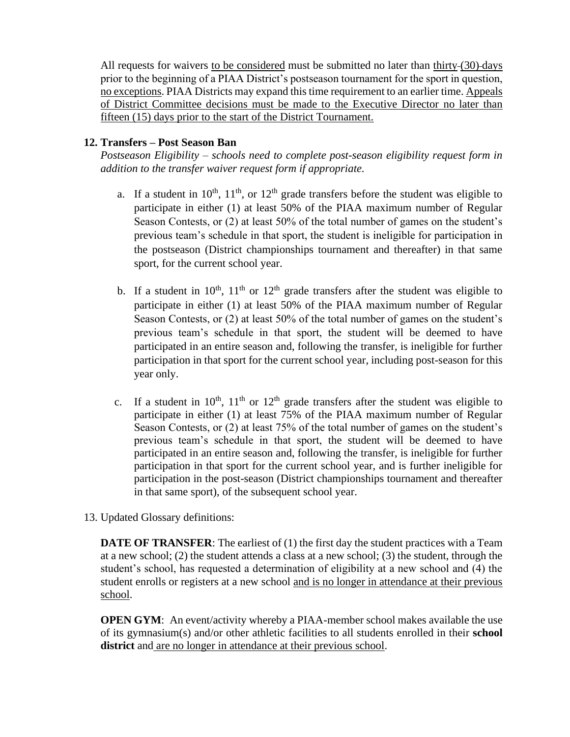All requests for waivers to be considered must be submitted no later than thirty (30) days prior to the beginning of a PIAA District's postseason tournament for the sport in question, no exceptions. PIAA Districts may expand this time requirement to an earlier time. Appeals of District Committee decisions must be made to the Executive Director no later than fifteen (15) days prior to the start of the District Tournament.

**12. Transfers – Post Season Ban**

*Postseason Eligibility – schools need to complete post-season eligibility request form in addition to the transfer waiver request form if appropriate.*

a. If a student in 10th, 11th, or 12th grade transfers before the student was eligible to participate in either (1) at least 50% of the PIAA maximum number of Regular Season Contests, or (2) at least 50% of the total number of games on the student's previous team's schedule in that sport, the student is ineligible for participation in the postseason (District championships tournament and thereafter) in that same sport, for the current school year.

b. If a student in 10th, 11th or 12th grade transfers after the student was eligible to participate in either (1) at least 50% of the PIAA maximum number of Regular Season Contests, or (2) at least 50% of the total number of games on the student's previous team's schedule in that sport, the student will be deemed to have participated in an entire season and, following the transfer, is ineligible for further participation in that sport for the current school year, including post-season for this year only.

c. If a student in 10th, 11th or 12th grade transfers after the student was eligible to participate in either (1) at least 75% of the PIAA maximum number of Regular Season Contests, or (2) at least 75% of the total number of games on the student's previous team's schedule in that sport, the student will be deemed to have participated in an entire season and, following the transfer, is ineligible for further participation in that sport for the current school year, and is further ineligible for participation in the post-season (District championships tournament and thereafter in that same sport), of the subsequent school year.

13. Updated Glossary definitions:

**DATE OF TRANSFER**: The earliest of (1) the first day the student practices with a Team at a new school; (2) the student attends a class at a new school; (3) the student, through the student's school, has requested a determination of eligibility at a new school and (4) the student enrolls or registers at a new school and is no longer in attendance at their previous school.

**OPEN GYM**: An event/activity whereby a PIAA-member school makes available the use of its gymnasium(s) and/or other athletic facilities to all students enrolled in their **school district** and are no longer in attendance at their previous school.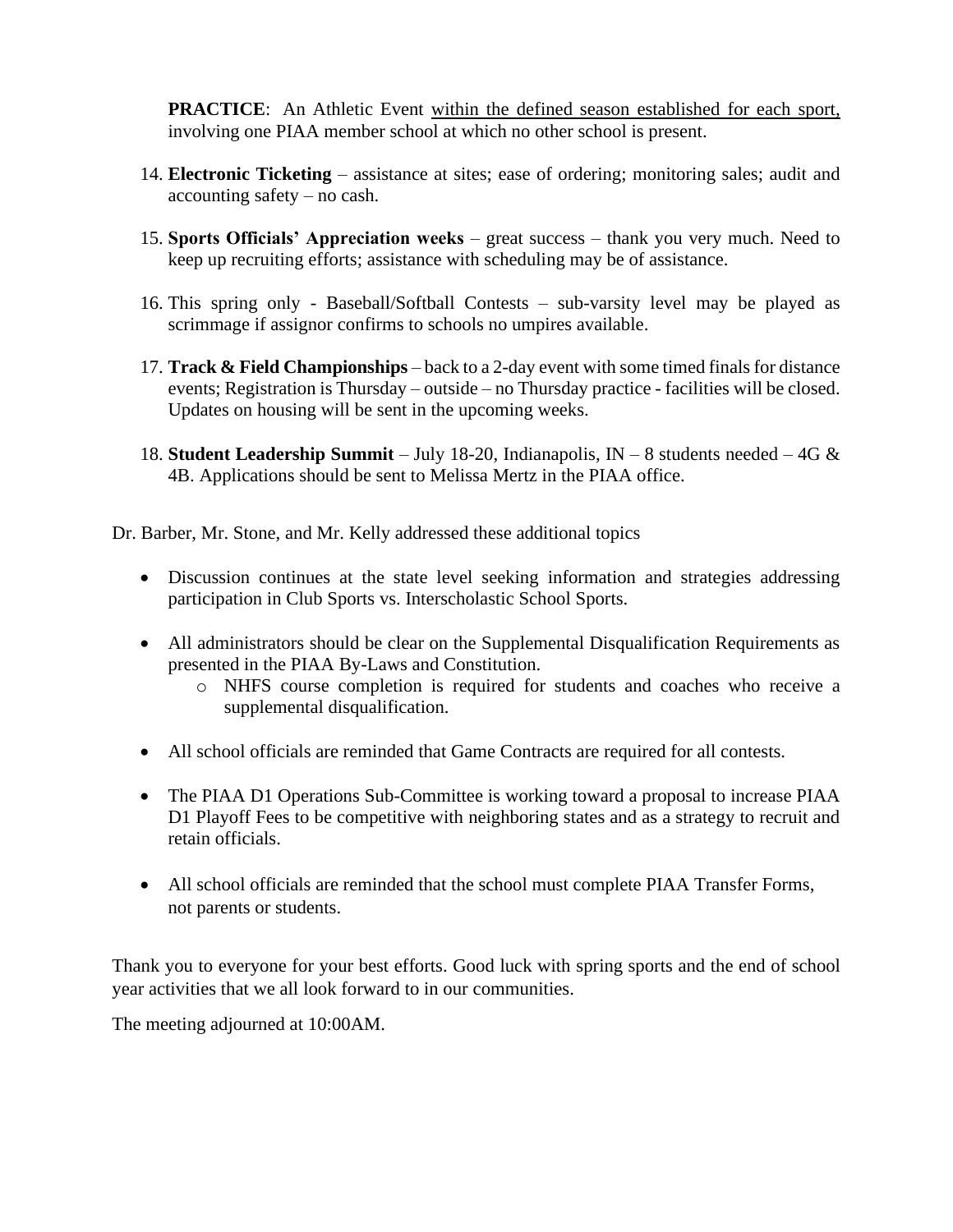**PRACTICE**: An Athletic Event within the defined season established for each sport, involving one PIAA member school at which no other school is present.

14. **Electronic Ticketing** – assistance at sites; ease of ordering; monitoring sales; audit and accounting safety – no cash.

15. **Sports Officials' Appreciation weeks** – great success – thank you very much. Need to keep up recruiting efforts; assistance with scheduling may be of assistance.

16. This spring only - Baseball/Softball Contests – sub-varsity level may be played as scrimmage if assignor confirms to schools no umpires available.

17. **Track & Field Championships** – back to a 2-day event with some timed finals for distance events; Registration is Thursday – outside – no Thursday practice - facilities will be closed. Updates on housing will be sent in the upcoming weeks.

18. **Student Leadership Summit** – July 18-20, Indianapolis, IN – 8 students needed – 4G & 4B. Applications should be sent to Melissa Mertz in the PIAA office.

Dr. Barber, Mr. Stone, and Mr. Kelly addressed these additional topics

- Discussion continues at the state level seeking information and strategies addressing participation in Club Sports vs. Interscholastic School Sports.

- All administrators should be clear on the Supplemental Disqualification Requirements as presented in the PIAA By-Laws and Constitution.
  - NHFS course completion is required for students and coaches who receive a supplemental disqualification.

- All school officials are reminded that Game Contracts are required for all contests.

- The PIAA D1 Operations Sub-Committee is working toward a proposal to increase PIAA D1 Playoff Fees to be competitive with neighboring states and as a strategy to recruit and retain officials.

- All school officials are reminded that the school must complete PIAA Transfer Forms, not parents or students.

Thank you to everyone for your best efforts. Good luck with spring sports and the end of school year activities that we all look forward to in our communities.

The meeting adjourned at 10:00AM.